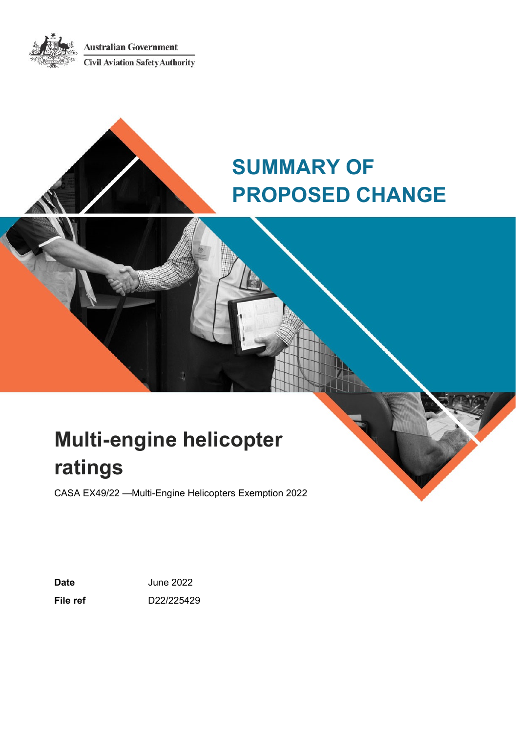Australian Government

Civil Aviation Safety Authority

# SUMMARY OF PROPOSED CHANGE

# Multi-engine helicopter ratings

CASA EX49/22 —Multi-Engine Helicopters Exemption 2022

**Date** June 2022

**File ref** D22/225429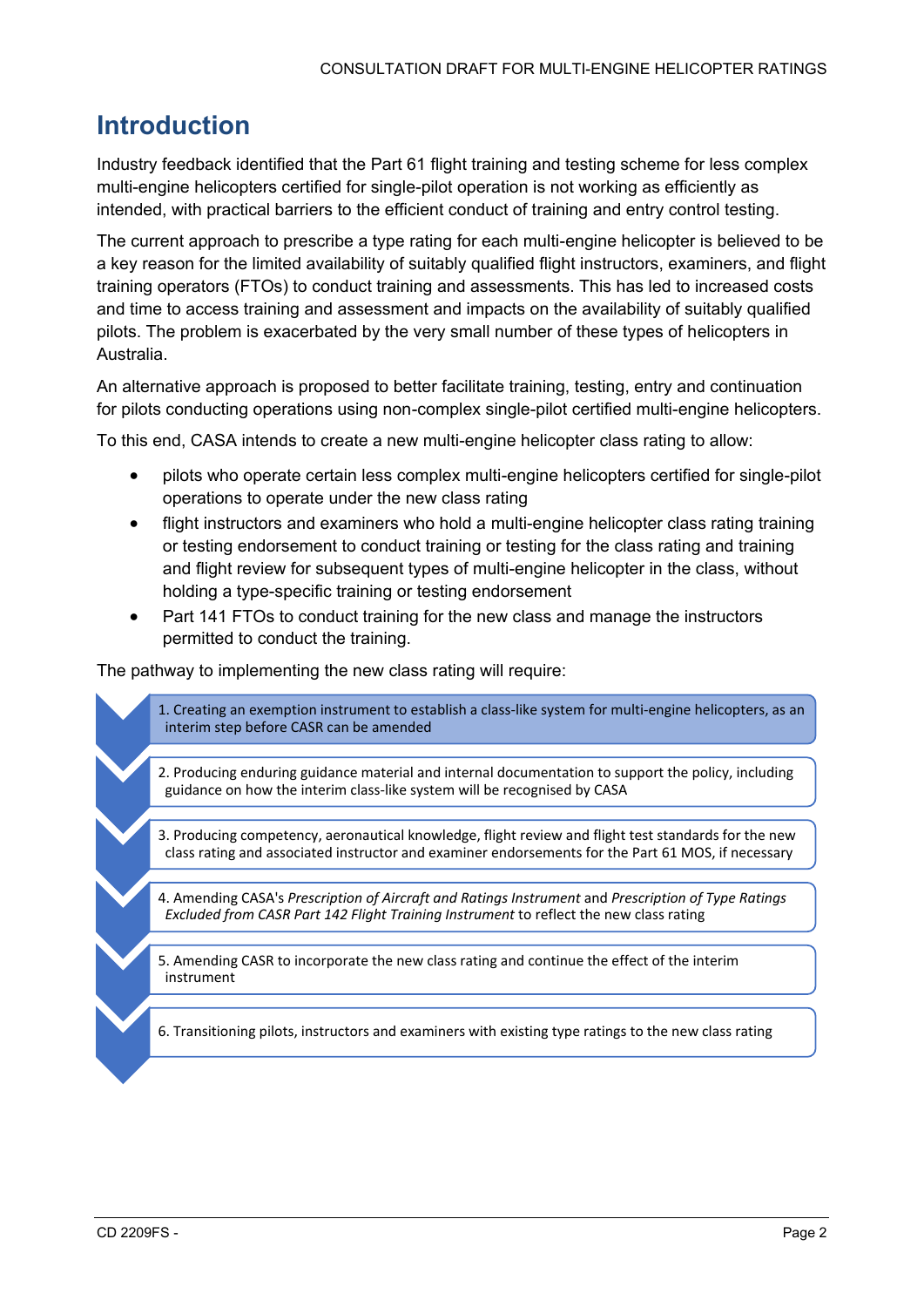# Introduction

Industry feedback identified that the Part 61 flight training and testing scheme for less complex multi-engine helicopters certified for single-pilot operation is not working as efficiently as intended, with practical barriers to the efficient conduct of training and entry control testing.

The current approach to prescribe a type rating for each multi-engine helicopter is believed to be a key reason for the limited availability of suitably qualified flight instructors, examiners, and flight training operators (FTOs) to conduct training and assessments. This has led to increased costs and time to access training and assessment and impacts on the availability of suitably qualified pilots. The problem is exacerbated by the very small number of these types of helicopters in Australia.

An alternative approach is proposed to better facilitate training, testing, entry and continuation for pilots conducting operations using non-complex single-pilot certified multi-engine helicopters.

To this end, CASA intends to create a new multi-engine helicopter class rating to allow:

- pilots who operate certain less complex multi-engine helicopters certified for single-pilot operations to operate under the new class rating
- flight instructors and examiners who hold a multi-engine helicopter class rating training or testing endorsement to conduct training or testing for the class rating and training and flight review for subsequent types of multi-engine helicopter in the class, without holding a type-specific training or testing endorsement
- Part 141 FTOs to conduct training for the new class and manage the instructors permitted to conduct the training.

The pathway to implementing the new class rating will require:

1. Creating an exemption instrument to establish a class-like system for multi-engine helicopters, as an interim step before CASR can be amended
2. Producing enduring guidance material and internal documentation to support the policy, including guidance on how the interim class-like system will be recognised by CASA
3. Producing competency, aeronautical knowledge, flight review and flight test standards for the new class rating and associated instructor and examiner endorsements for the Part 61 MOS, if necessary
4. Amending CASA's *Prescription of Aircraft and Ratings Instrument* and *Prescription of Type Ratings Excluded from CASR Part 142 Flight Training Instrument* to reflect the new class rating
5. Amending CASR to incorporate the new class rating and continue the effect of the interim instrument
6. Transitioning pilots, instructors and examiners with existing type ratings to the new class rating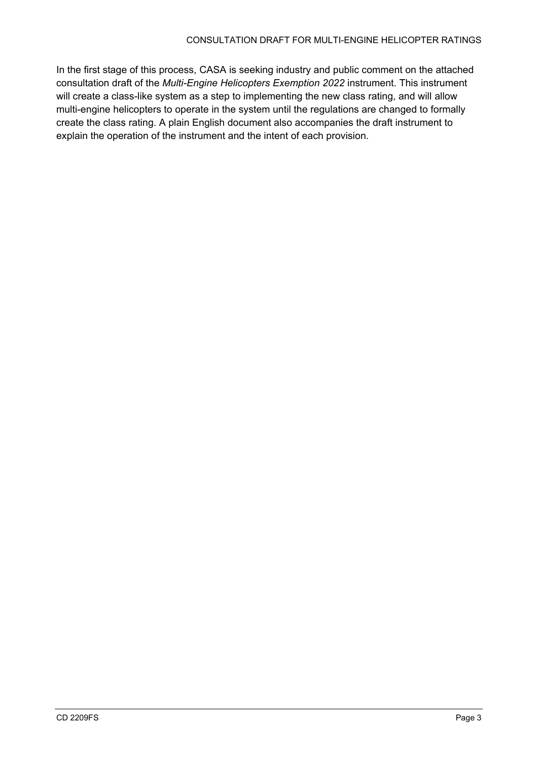In the first stage of this process, CASA is seeking industry and public comment on the attached consultation draft of the *Multi-Engine Helicopters Exemption 2022* instrument. This instrument will create a class-like system as a step to implementing the new class rating, and will allow multi-engine helicopters to operate in the system until the regulations are changed to formally create the class rating. A plain English document also accompanies the draft instrument to explain the operation of the instrument and the intent of each provision.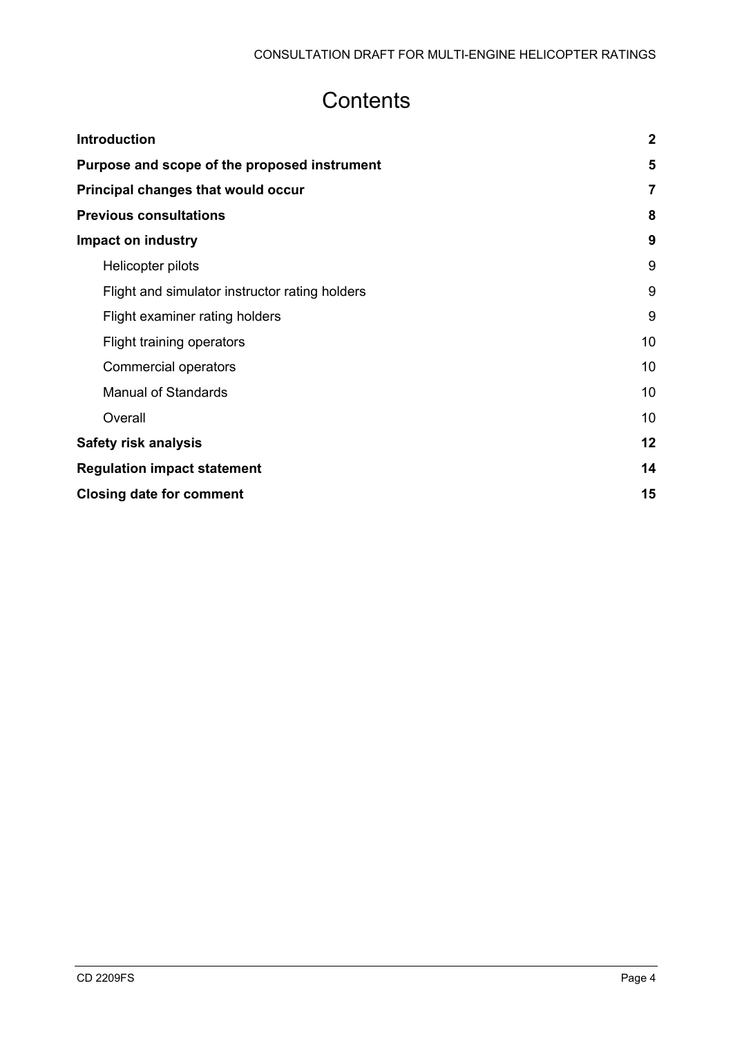# Contents

| | |
|---|---|
| **Introduction** | **2** |
| **Purpose and scope of the proposed instrument** | **5** |
| **Principal changes that would occur** | **7** |
| **Previous consultations** | **8** |
| **Impact on industry** | **9** |
| Helicopter pilots | 9 |
| Flight and simulator instructor rating holders | 9 |
| Flight examiner rating holders | 9 |
| Flight training operators | 10 |
| Commercial operators | 10 |
| Manual of Standards | 10 |
| Overall | 10 |
| **Safety risk analysis** | **12** |
| **Regulation impact statement** | **14** |
| **Closing date for comment** | **15** |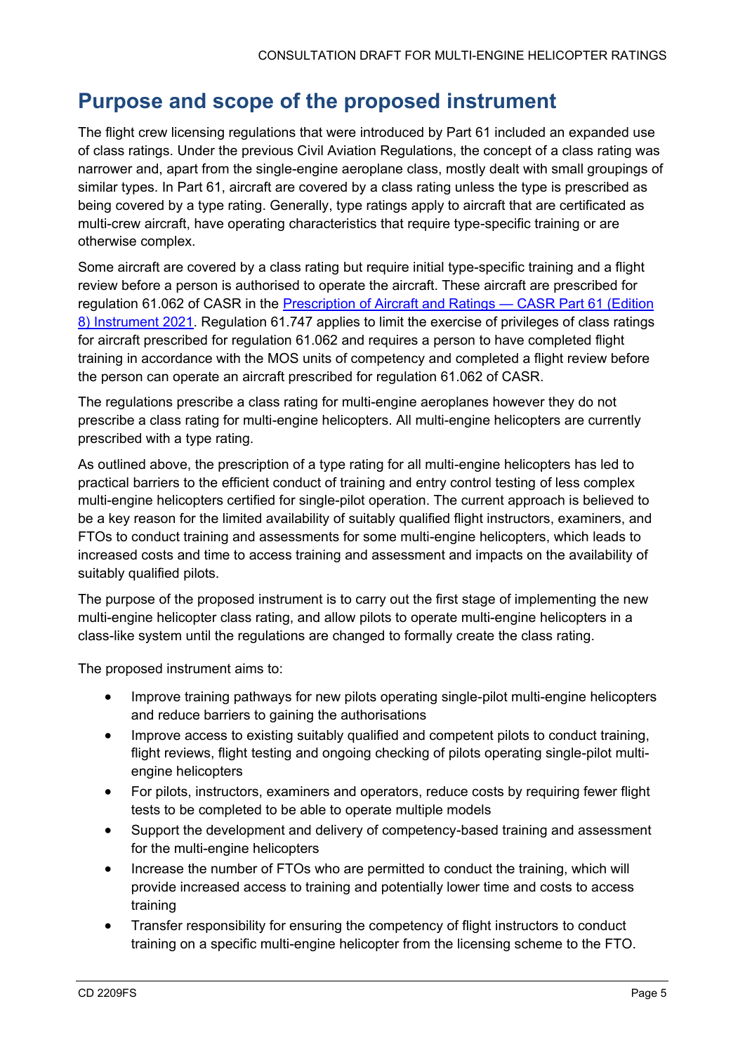## Purpose and scope of the proposed instrument

The flight crew licensing regulations that were introduced by Part 61 included an expanded use of class ratings. Under the previous Civil Aviation Regulations, the concept of a class rating was narrower and, apart from the single-engine aeroplane class, mostly dealt with small groupings of similar types. In Part 61, aircraft are covered by a class rating unless the type is prescribed as being covered by a type rating. Generally, type ratings apply to aircraft that are certificated as multi-crew aircraft, have operating characteristics that require type-specific training or are otherwise complex.

Some aircraft are covered by a class rating but require initial type-specific training and a flight review before a person is authorised to operate the aircraft. These aircraft are prescribed for regulation 61.062 of CASR in the Prescription of Aircraft and Ratings — CASR Part 61 (Edition 8) Instrument 2021. Regulation 61.747 applies to limit the exercise of privileges of class ratings for aircraft prescribed for regulation 61.062 and requires a person to have completed flight training in accordance with the MOS units of competency and completed a flight review before the person can operate an aircraft prescribed for regulation 61.062 of CASR.

The regulations prescribe a class rating for multi-engine aeroplanes however they do not prescribe a class rating for multi-engine helicopters. All multi-engine helicopters are currently prescribed with a type rating.

As outlined above, the prescription of a type rating for all multi-engine helicopters has led to practical barriers to the efficient conduct of training and entry control testing of less complex multi-engine helicopters certified for single-pilot operation. The current approach is believed to be a key reason for the limited availability of suitably qualified flight instructors, examiners, and FTOs to conduct training and assessments for some multi-engine helicopters, which leads to increased costs and time to access training and assessment and impacts on the availability of suitably qualified pilots.

The purpose of the proposed instrument is to carry out the first stage of implementing the new multi-engine helicopter class rating, and allow pilots to operate multi-engine helicopters in a class-like system until the regulations are changed to formally create the class rating.

The proposed instrument aims to:

- Improve training pathways for new pilots operating single-pilot multi-engine helicopters and reduce barriers to gaining the authorisations
- Improve access to existing suitably qualified and competent pilots to conduct training, flight reviews, flight testing and ongoing checking of pilots operating single-pilot multi-engine helicopters
- For pilots, instructors, examiners and operators, reduce costs by requiring fewer flight tests to be completed to be able to operate multiple models
- Support the development and delivery of competency-based training and assessment for the multi-engine helicopters
- Increase the number of FTOs who are permitted to conduct the training, which will provide increased access to training and potentially lower time and costs to access training
- Transfer responsibility for ensuring the competency of flight instructors to conduct training on a specific multi-engine helicopter from the licensing scheme to the FTO.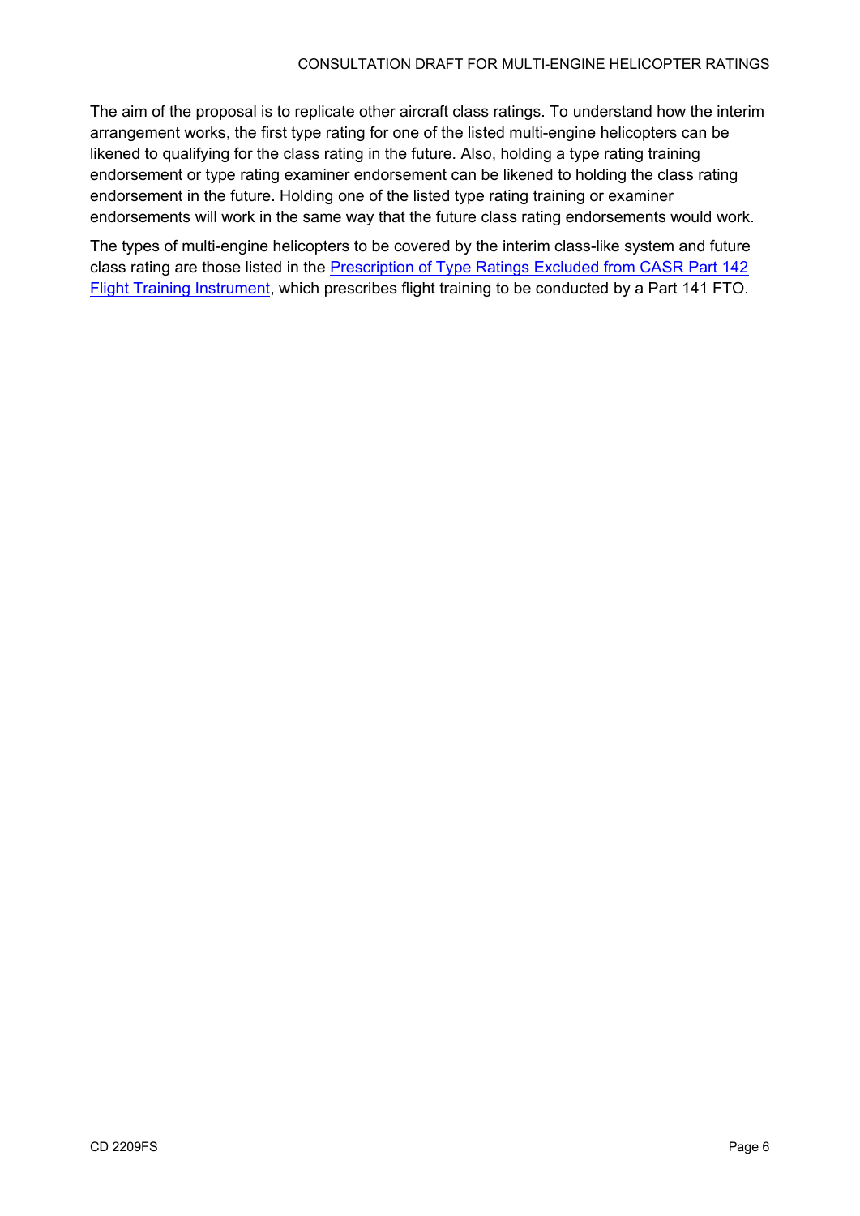The aim of the proposal is to replicate other aircraft class ratings. To understand how the interim arrangement works, the first type rating for one of the listed multi-engine helicopters can be likened to qualifying for the class rating in the future. Also, holding a type rating training endorsement or type rating examiner endorsement can be likened to holding the class rating endorsement in the future. Holding one of the listed type rating training or examiner endorsements will work in the same way that the future class rating endorsements would work.

The types of multi-engine helicopters to be covered by the interim class-like system and future class rating are those listed in the Prescription of Type Ratings Excluded from CASR Part 142 Flight Training Instrument, which prescribes flight training to be conducted by a Part 141 FTO.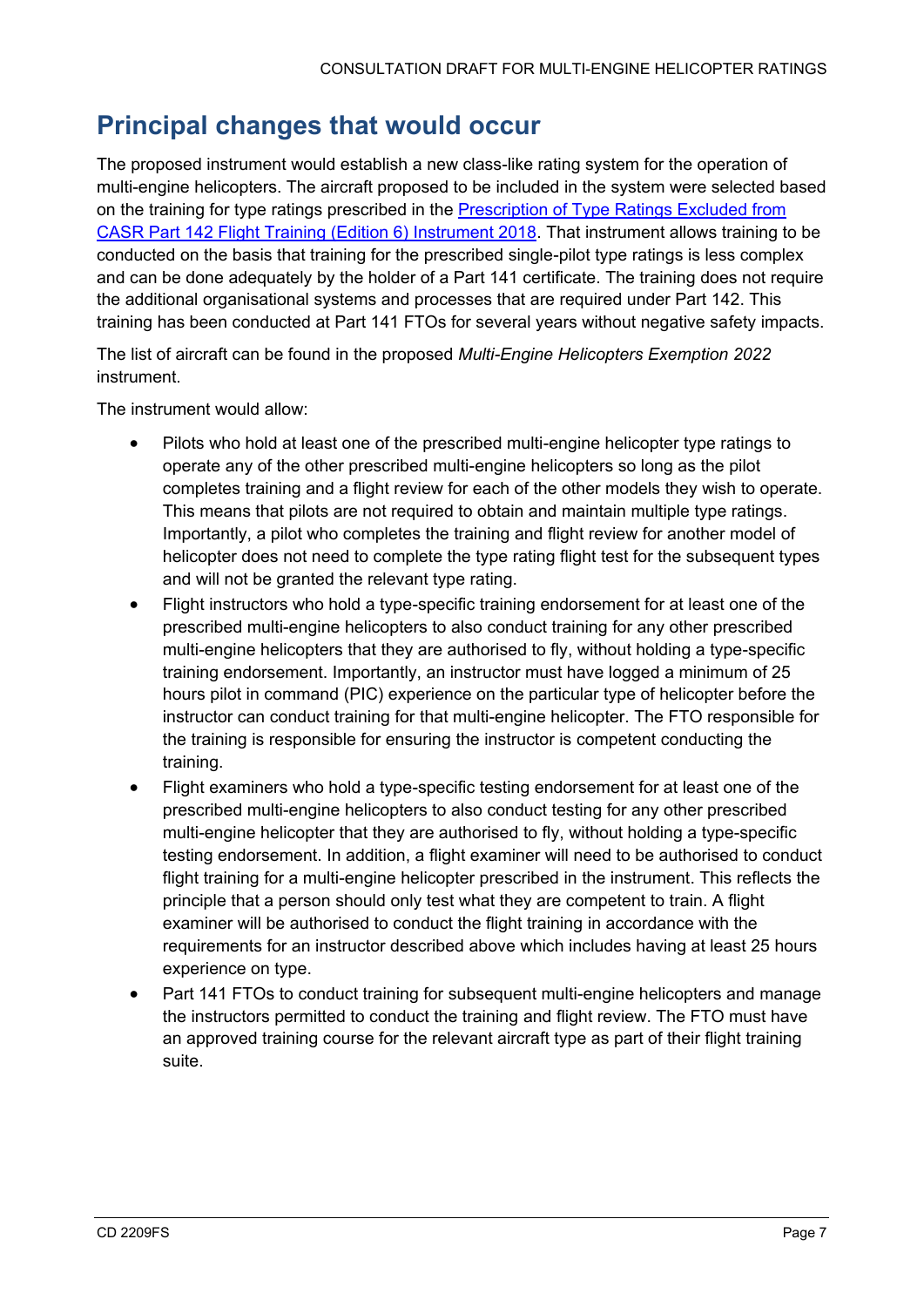## Principal changes that would occur

The proposed instrument would establish a new class-like rating system for the operation of multi-engine helicopters. The aircraft proposed to be included in the system were selected based on the training for type ratings prescribed in the [Prescription of Type Ratings Excluded from CASR Part 142 Flight Training (Edition 6) Instrument 2018](). That instrument allows training to be conducted on the basis that training for the prescribed single-pilot type ratings is less complex and can be done adequately by the holder of a Part 141 certificate. The training does not require the additional organisational systems and processes that are required under Part 142. This training has been conducted at Part 141 FTOs for several years without negative safety impacts.

The list of aircraft can be found in the proposed *Multi-Engine Helicopters Exemption 2022* instrument.

The instrument would allow:

- Pilots who hold at least one of the prescribed multi-engine helicopter type ratings to operate any of the other prescribed multi-engine helicopters so long as the pilot completes training and a flight review for each of the other models they wish to operate. This means that pilots are not required to obtain and maintain multiple type ratings. Importantly, a pilot who completes the training and flight review for another model of helicopter does not need to complete the type rating flight test for the subsequent types and will not be granted the relevant type rating.
- Flight instructors who hold a type-specific training endorsement for at least one of the prescribed multi-engine helicopters to also conduct training for any other prescribed multi-engine helicopters that they are authorised to fly, without holding a type-specific training endorsement. Importantly, an instructor must have logged a minimum of 25 hours pilot in command (PIC) experience on the particular type of helicopter before the instructor can conduct training for that multi-engine helicopter. The FTO responsible for the training is responsible for ensuring the instructor is competent conducting the training.
- Flight examiners who hold a type-specific testing endorsement for at least one of the prescribed multi-engine helicopters to also conduct testing for any other prescribed multi-engine helicopter that they are authorised to fly, without holding a type-specific testing endorsement. In addition, a flight examiner will need to be authorised to conduct flight training for a multi-engine helicopter prescribed in the instrument. This reflects the principle that a person should only test what they are competent to train. A flight examiner will be authorised to conduct the flight training in accordance with the requirements for an instructor described above which includes having at least 25 hours experience on type.
- Part 141 FTOs to conduct training for subsequent multi-engine helicopters and manage the instructors permitted to conduct the training and flight review. The FTO must have an approved training course for the relevant aircraft type as part of their flight training suite.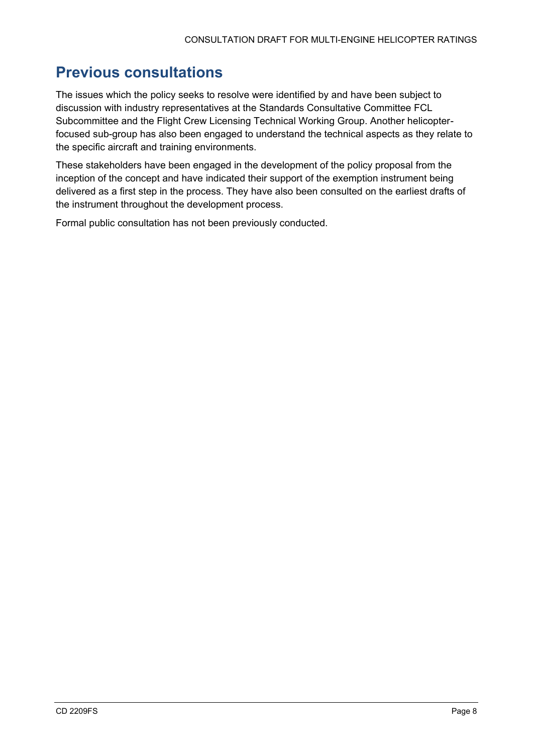## Previous consultations

The issues which the policy seeks to resolve were identified by and have been subject to discussion with industry representatives at the Standards Consultative Committee FCL Subcommittee and the Flight Crew Licensing Technical Working Group. Another helicopter-focused sub-group has also been engaged to understand the technical aspects as they relate to the specific aircraft and training environments.

These stakeholders have been engaged in the development of the policy proposal from the inception of the concept and have indicated their support of the exemption instrument being delivered as a first step in the process. They have also been consulted on the earliest drafts of the instrument throughout the development process.

Formal public consultation has not been previously conducted.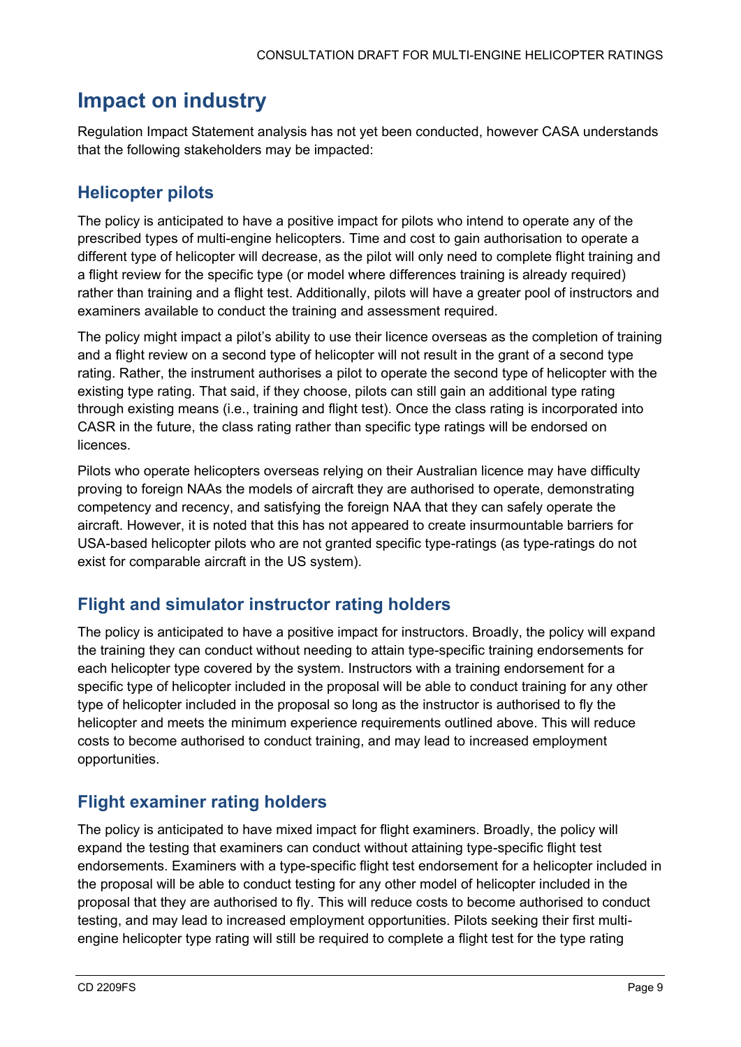# Impact on industry

Regulation Impact Statement analysis has not yet been conducted, however CASA understands that the following stakeholders may be impacted:

## Helicopter pilots

The policy is anticipated to have a positive impact for pilots who intend to operate any of the prescribed types of multi-engine helicopters. Time and cost to gain authorisation to operate a different type of helicopter will decrease, as the pilot will only need to complete flight training and a flight review for the specific type (or model where differences training is already required) rather than training and a flight test. Additionally, pilots will have a greater pool of instructors and examiners available to conduct the training and assessment required.

The policy might impact a pilot's ability to use their licence overseas as the completion of training and a flight review on a second type of helicopter will not result in the grant of a second type rating. Rather, the instrument authorises a pilot to operate the second type of helicopter with the existing type rating. That said, if they choose, pilots can still gain an additional type rating through existing means (i.e., training and flight test). Once the class rating is incorporated into CASR in the future, the class rating rather than specific type ratings will be endorsed on licences.

Pilots who operate helicopters overseas relying on their Australian licence may have difficulty proving to foreign NAAs the models of aircraft they are authorised to operate, demonstrating competency and recency, and satisfying the foreign NAA that they can safely operate the aircraft. However, it is noted that this has not appeared to create insurmountable barriers for USA-based helicopter pilots who are not granted specific type-ratings (as type-ratings do not exist for comparable aircraft in the US system).

## Flight and simulator instructor rating holders

The policy is anticipated to have a positive impact for instructors. Broadly, the policy will expand the training they can conduct without needing to attain type-specific training endorsements for each helicopter type covered by the system. Instructors with a training endorsement for a specific type of helicopter included in the proposal will be able to conduct training for any other type of helicopter included in the proposal so long as the instructor is authorised to fly the helicopter and meets the minimum experience requirements outlined above. This will reduce costs to become authorised to conduct training, and may lead to increased employment opportunities.

## Flight examiner rating holders

The policy is anticipated to have mixed impact for flight examiners. Broadly, the policy will expand the testing that examiners can conduct without attaining type-specific flight test endorsements. Examiners with a type-specific flight test endorsement for a helicopter included in the proposal will be able to conduct testing for any other model of helicopter included in the proposal that they are authorised to fly. This will reduce costs to become authorised to conduct testing, and may lead to increased employment opportunities. Pilots seeking their first multi-engine helicopter type rating will still be required to complete a flight test for the type rating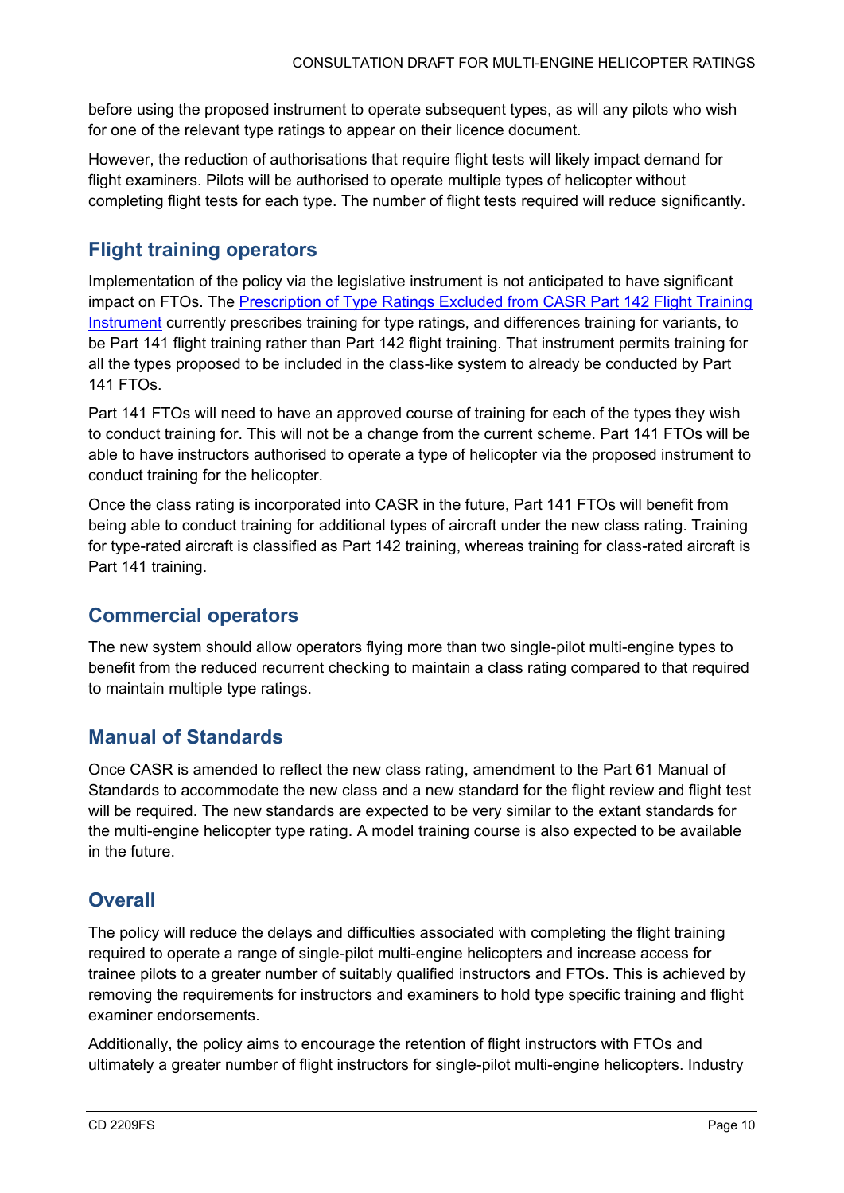before using the proposed instrument to operate subsequent types, as will any pilots who wish for one of the relevant type ratings to appear on their licence document.

However, the reduction of authorisations that require flight tests will likely impact demand for flight examiners. Pilots will be authorised to operate multiple types of helicopter without completing flight tests for each type. The number of flight tests required will reduce significantly.

## Flight training operators

Implementation of the policy via the legislative instrument is not anticipated to have significant impact on FTOs. The [Prescription of Type Ratings Excluded from CASR Part 142 Flight Training Instrument]() currently prescribes training for type ratings, and differences training for variants, to be Part 141 flight training rather than Part 142 flight training. That instrument permits training for all the types proposed to be included in the class-like system to already be conducted by Part 141 FTOs.

Part 141 FTOs will need to have an approved course of training for each of the types they wish to conduct training for. This will not be a change from the current scheme. Part 141 FTOs will be able to have instructors authorised to operate a type of helicopter via the proposed instrument to conduct training for the helicopter.

Once the class rating is incorporated into CASR in the future, Part 141 FTOs will benefit from being able to conduct training for additional types of aircraft under the new class rating. Training for type-rated aircraft is classified as Part 142 training, whereas training for class-rated aircraft is Part 141 training.

## Commercial operators

The new system should allow operators flying more than two single-pilot multi-engine types to benefit from the reduced recurrent checking to maintain a class rating compared to that required to maintain multiple type ratings.

## Manual of Standards

Once CASR is amended to reflect the new class rating, amendment to the Part 61 Manual of Standards to accommodate the new class and a new standard for the flight review and flight test will be required. The new standards are expected to be very similar to the extant standards for the multi-engine helicopter type rating. A model training course is also expected to be available in the future.

## Overall

The policy will reduce the delays and difficulties associated with completing the flight training required to operate a range of single-pilot multi-engine helicopters and increase access for trainee pilots to a greater number of suitably qualified instructors and FTOs. This is achieved by removing the requirements for instructors and examiners to hold type specific training and flight examiner endorsements.

Additionally, the policy aims to encourage the retention of flight instructors with FTOs and ultimately a greater number of flight instructors for single-pilot multi-engine helicopters. Industry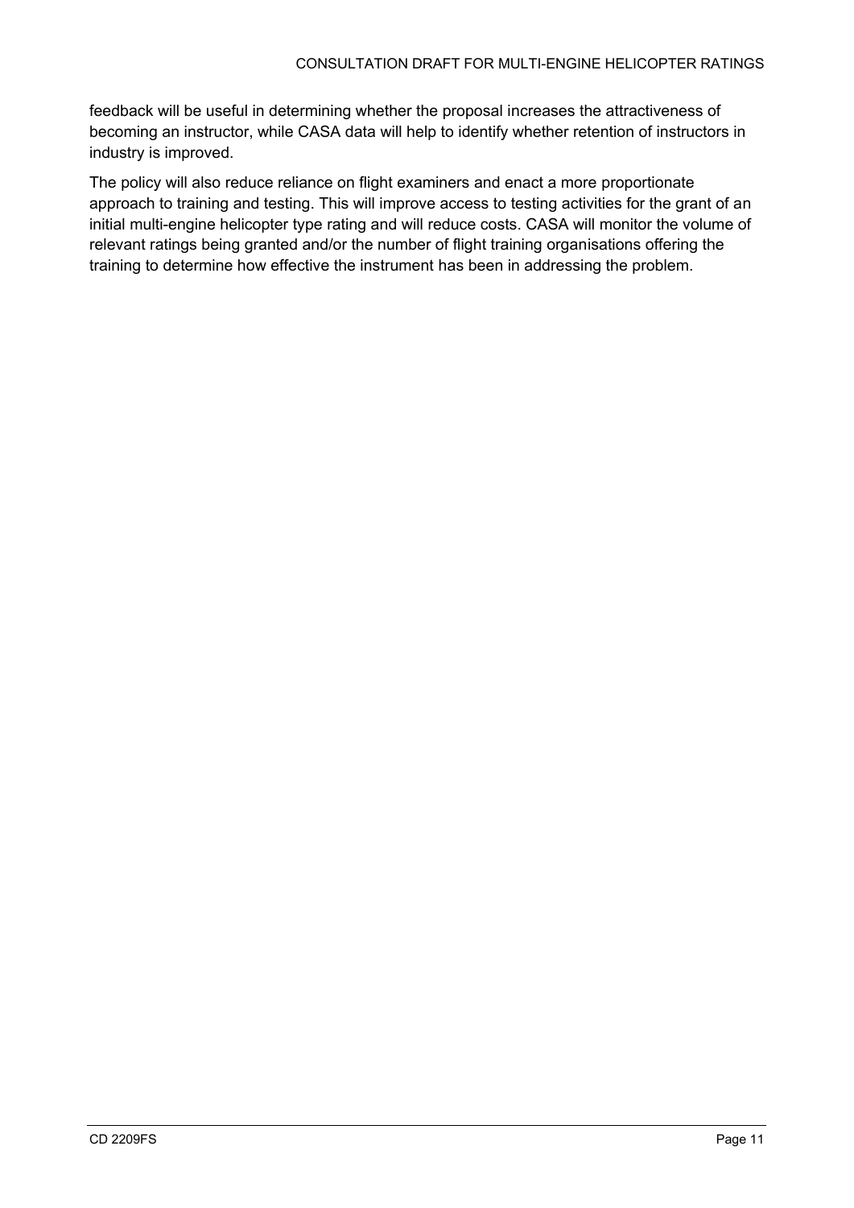feedback will be useful in determining whether the proposal increases the attractiveness of becoming an instructor, while CASA data will help to identify whether retention of instructors in industry is improved.

The policy will also reduce reliance on flight examiners and enact a more proportionate approach to training and testing. This will improve access to testing activities for the grant of an initial multi-engine helicopter type rating and will reduce costs. CASA will monitor the volume of relevant ratings being granted and/or the number of flight training organisations offering the training to determine how effective the instrument has been in addressing the problem.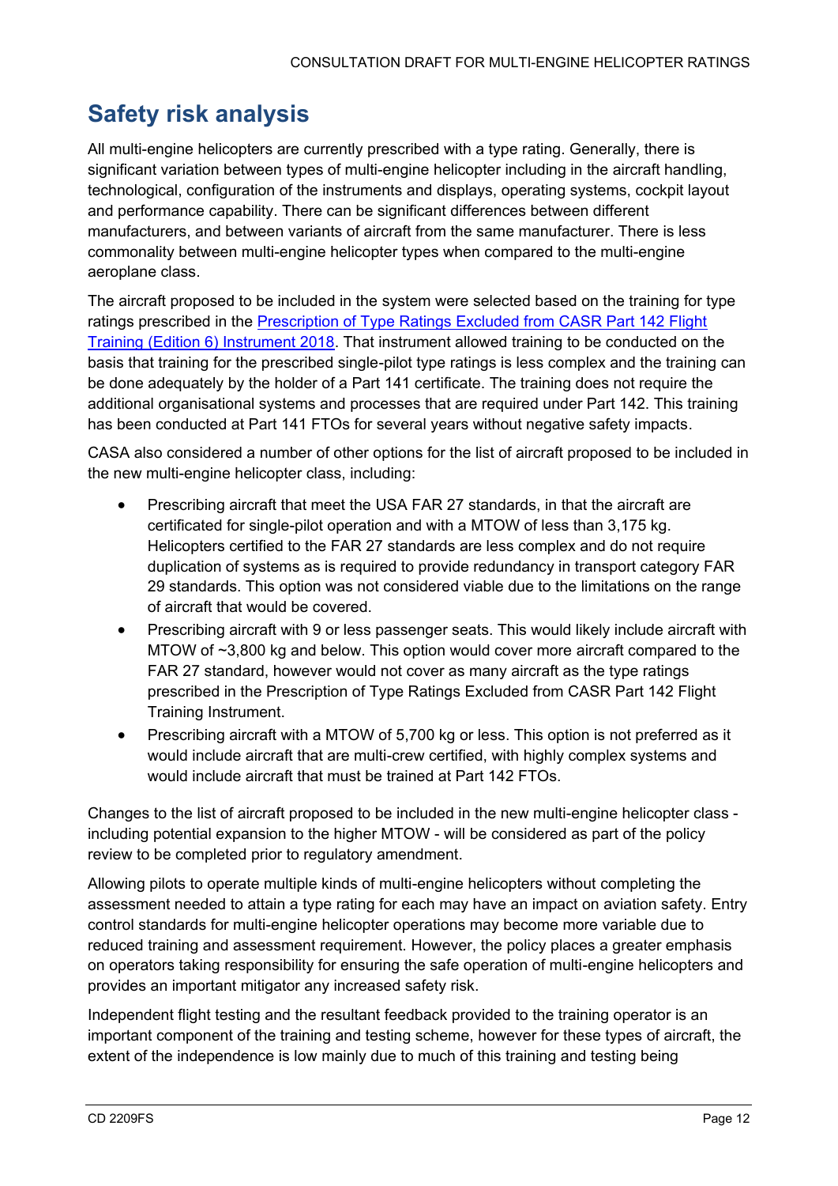## Safety risk analysis

All multi-engine helicopters are currently prescribed with a type rating. Generally, there is significant variation between types of multi-engine helicopter including in the aircraft handling, technological, configuration of the instruments and displays, operating systems, cockpit layout and performance capability. There can be significant differences between different manufacturers, and between variants of aircraft from the same manufacturer. There is less commonality between multi-engine helicopter types when compared to the multi-engine aeroplane class.

The aircraft proposed to be included in the system were selected based on the training for type ratings prescribed in the [Prescription of Type Ratings Excluded from CASR Part 142 Flight Training (Edition 6) Instrument 2018](). That instrument allowed training to be conducted on the basis that training for the prescribed single-pilot type ratings is less complex and the training can be done adequately by the holder of a Part 141 certificate. The training does not require the additional organisational systems and processes that are required under Part 142. This training has been conducted at Part 141 FTOs for several years without negative safety impacts.

CASA also considered a number of other options for the list of aircraft proposed to be included in the new multi-engine helicopter class, including:

- Prescribing aircraft that meet the USA FAR 27 standards, in that the aircraft are certificated for single-pilot operation and with a MTOW of less than 3,175 kg. Helicopters certified to the FAR 27 standards are less complex and do not require duplication of systems as is required to provide redundancy in transport category FAR 29 standards. This option was not considered viable due to the limitations on the range of aircraft that would be covered.
- Prescribing aircraft with 9 or less passenger seats. This would likely include aircraft with MTOW of ~3,800 kg and below. This option would cover more aircraft compared to the FAR 27 standard, however would not cover as many aircraft as the type ratings prescribed in the Prescription of Type Ratings Excluded from CASR Part 142 Flight Training Instrument.
- Prescribing aircraft with a MTOW of 5,700 kg or less. This option is not preferred as it would include aircraft that are multi-crew certified, with highly complex systems and would include aircraft that must be trained at Part 142 FTOs.

Changes to the list of aircraft proposed to be included in the new multi-engine helicopter class - including potential expansion to the higher MTOW - will be considered as part of the policy review to be completed prior to regulatory amendment.

Allowing pilots to operate multiple kinds of multi-engine helicopters without completing the assessment needed to attain a type rating for each may have an impact on aviation safety. Entry control standards for multi-engine helicopter operations may become more variable due to reduced training and assessment requirement. However, the policy places a greater emphasis on operators taking responsibility for ensuring the safe operation of multi-engine helicopters and provides an important mitigator any increased safety risk.

Independent flight testing and the resultant feedback provided to the training operator is an important component of the training and testing scheme, however for these types of aircraft, the extent of the independence is low mainly due to much of this training and testing being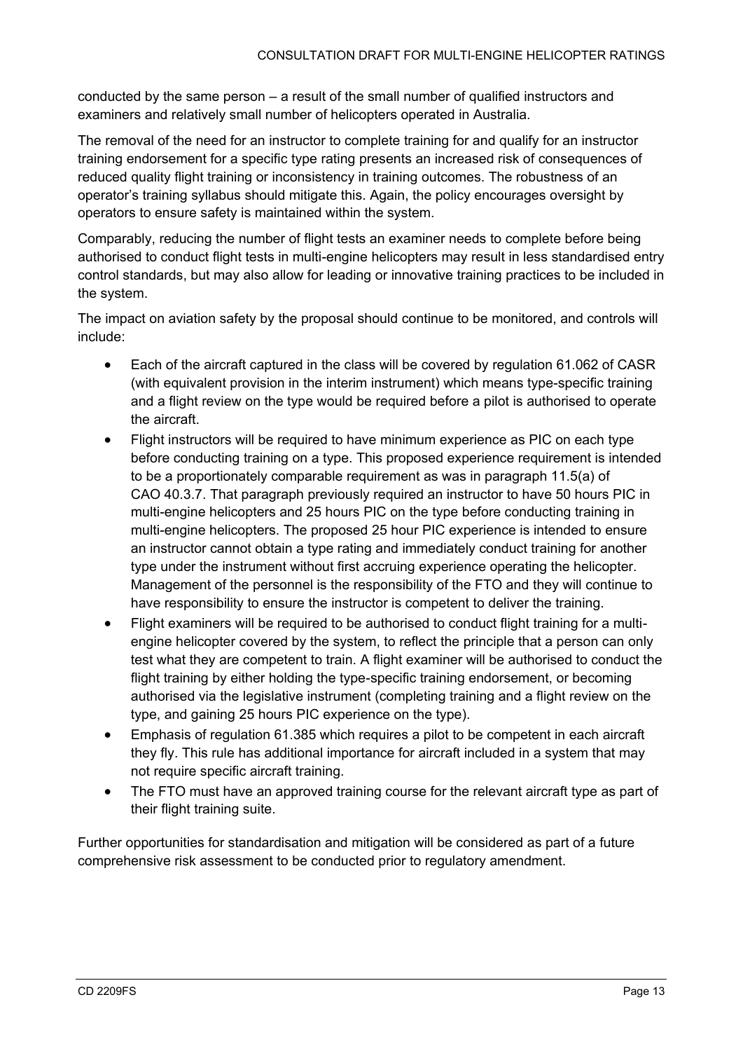conducted by the same person – a result of the small number of qualified instructors and examiners and relatively small number of helicopters operated in Australia.

The removal of the need for an instructor to complete training for and qualify for an instructor training endorsement for a specific type rating presents an increased risk of consequences of reduced quality flight training or inconsistency in training outcomes. The robustness of an operator's training syllabus should mitigate this. Again, the policy encourages oversight by operators to ensure safety is maintained within the system.

Comparably, reducing the number of flight tests an examiner needs to complete before being authorised to conduct flight tests in multi-engine helicopters may result in less standardised entry control standards, but may also allow for leading or innovative training practices to be included in the system.

The impact on aviation safety by the proposal should continue to be monitored, and controls will include:

- Each of the aircraft captured in the class will be covered by regulation 61.062 of CASR (with equivalent provision in the interim instrument) which means type-specific training and a flight review on the type would be required before a pilot is authorised to operate the aircraft.
- Flight instructors will be required to have minimum experience as PIC on each type before conducting training on a type. This proposed experience requirement is intended to be a proportionately comparable requirement as was in paragraph 11.5(a) of CAO 40.3.7. That paragraph previously required an instructor to have 50 hours PIC in multi-engine helicopters and 25 hours PIC on the type before conducting training in multi-engine helicopters. The proposed 25 hour PIC experience is intended to ensure an instructor cannot obtain a type rating and immediately conduct training for another type under the instrument without first accruing experience operating the helicopter. Management of the personnel is the responsibility of the FTO and they will continue to have responsibility to ensure the instructor is competent to deliver the training.
- Flight examiners will be required to be authorised to conduct flight training for a multi-engine helicopter covered by the system, to reflect the principle that a person can only test what they are competent to train. A flight examiner will be authorised to conduct the flight training by either holding the type-specific training endorsement, or becoming authorised via the legislative instrument (completing training and a flight review on the type, and gaining 25 hours PIC experience on the type).
- Emphasis of regulation 61.385 which requires a pilot to be competent in each aircraft they fly. This rule has additional importance for aircraft included in a system that may not require specific aircraft training.
- The FTO must have an approved training course for the relevant aircraft type as part of their flight training suite.

Further opportunities for standardisation and mitigation will be considered as part of a future comprehensive risk assessment to be conducted prior to regulatory amendment.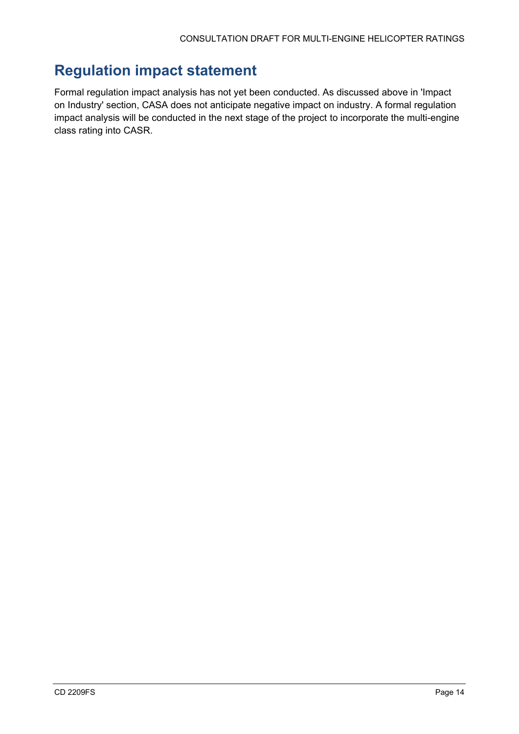## Regulation impact statement

Formal regulation impact analysis has not yet been conducted. As discussed above in 'Impact on Industry' section, CASA does not anticipate negative impact on industry. A formal regulation impact analysis will be conducted in the next stage of the project to incorporate the multi-engine class rating into CASR.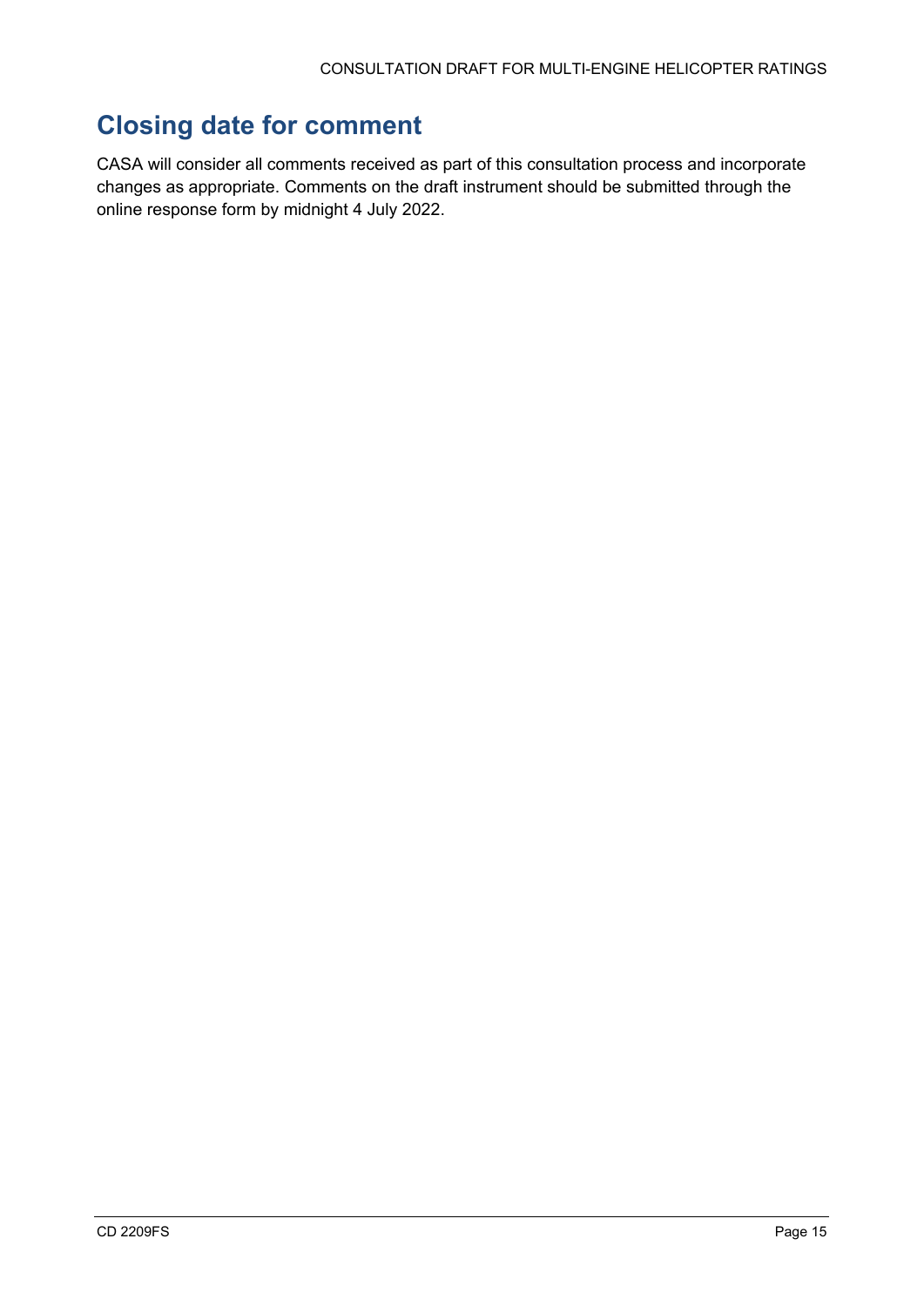## Closing date for comment

CASA will consider all comments received as part of this consultation process and incorporate changes as appropriate. Comments on the draft instrument should be submitted through the online response form by midnight 4 July 2022.